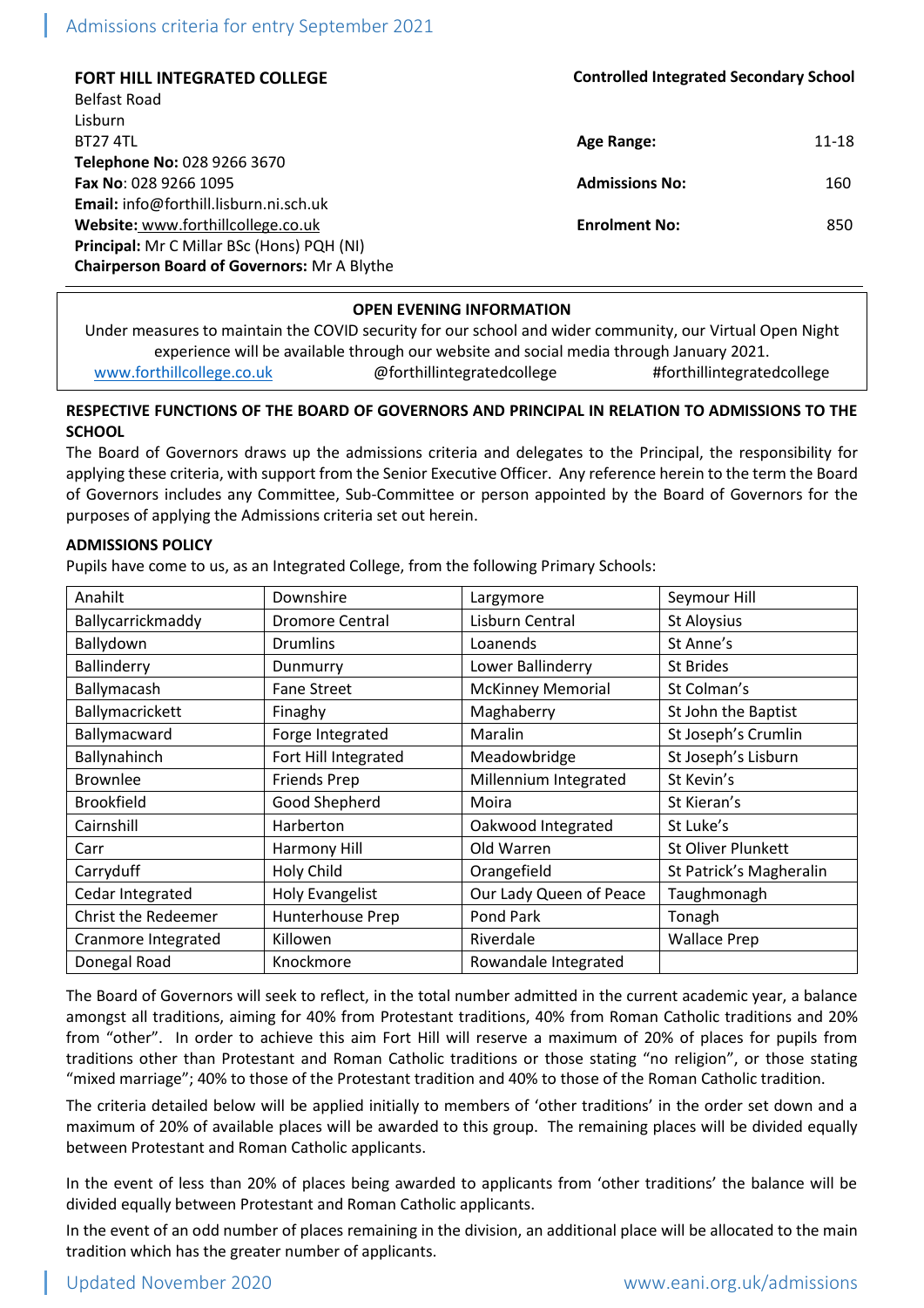Admissions criteria for entry September 2021

**FORT HILL INTEGRATED COLLEGE**
Belfast Road
Lisburn
BT27 4TL
**Telephone No:** 028 9266 3670
**Fax No**: 028 9266 1095
**Email:** info@forthill.lisburn.ni.sch.uk
**Website:** www.forthillcollege.co.uk
**Principal:** Mr C Millar BSc (Hons) PQH (NI)
**Chairperson Board of Governors:** Mr A Blythe

**Controlled Integrated Secondary School**

**Age Range:** 11-18

**Admissions No:** 160

**Enrolment No:** 850

**OPEN EVENING INFORMATION**

Under measures to maintain the COVID security for our school and wider community, our Virtual Open Night experience will be available through our website and social media through January 2021.

www.forthillcollege.co.uk @forthillintegratedcollege #forthillintegratedcollege

**RESPECTIVE FUNCTIONS OF THE BOARD OF GOVERNORS AND PRINCIPAL IN RELATION TO ADMISSIONS TO THE SCHOOL**

The Board of Governors draws up the admissions criteria and delegates to the Principal, the responsibility for applying these criteria, with support from the Senior Executive Officer. Any reference herein to the term the Board of Governors includes any Committee, Sub-Committee or person appointed by the Board of Governors for the purposes of applying the Admissions criteria set out herein.

**ADMISSIONS POLICY**

Pupils have come to us, as an Integrated College, from the following Primary Schools:

| | | | |
|---|---|---|---|
| Anahilt | Downshire | Largymore | Seymour Hill |
| Ballycarrickmaddy | Dromore Central | Lisburn Central | St Aloysius |
| Ballydown | Drumlins | Loanends | St Anne's |
| Ballinderry | Dunmurry | Lower Ballinderry | St Brides |
| Ballymacash | Fane Street | McKinney Memorial | St Colman's |
| Ballymacrickett | Finaghy | Maghaberry | St John the Baptist |
| Ballymacward | Forge Integrated | Maralin | St Joseph's Crumlin |
| Ballynahinch | Fort Hill Integrated | Meadowbridge | St Joseph's Lisburn |
| Brownlee | Friends Prep | Millennium Integrated | St Kevin's |
| Brookfield | Good Shepherd | Moira | St Kieran's |
| Cairnshill | Harberton | Oakwood Integrated | St Luke's |
| Carr | Harmony Hill | Old Warren | St Oliver Plunkett |
| Carryduff | Holy Child | Orangefield | St Patrick's Magheralin |
| Cedar Integrated | Holy Evangelist | Our Lady Queen of Peace | Taughmonagh |
| Christ the Redeemer | Hunterhouse Prep | Pond Park | Tonagh |
| Cranmore Integrated | Killowen | Riverdale | Wallace Prep |
| Donegal Road | Knockmore | Rowandale Integrated | |

The Board of Governors will seek to reflect, in the total number admitted in the current academic year, a balance amongst all traditions, aiming for 40% from Protestant traditions, 40% from Roman Catholic traditions and 20% from "other". In order to achieve this aim Fort Hill will reserve a maximum of 20% of places for pupils from traditions other than Protestant and Roman Catholic traditions or those stating "no religion", or those stating "mixed marriage"; 40% to those of the Protestant tradition and 40% to those of the Roman Catholic tradition.

The criteria detailed below will be applied initially to members of 'other traditions' in the order set down and a maximum of 20% of available places will be awarded to this group. The remaining places will be divided equally between Protestant and Roman Catholic applicants.

In the event of less than 20% of places being awarded to applicants from 'other traditions' the balance will be divided equally between Protestant and Roman Catholic applicants.

In the event of an odd number of places remaining in the division, an additional place will be allocated to the main tradition which has the greater number of applicants.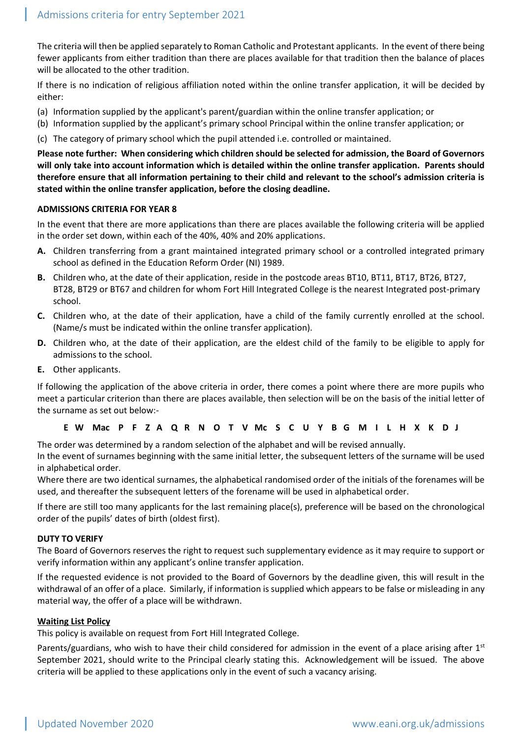The criteria will then be applied separately to Roman Catholic and Protestant applicants. In the event of there being fewer applicants from either tradition than there are places available for that tradition then the balance of places will be allocated to the other tradition.

If there is no indication of religious affiliation noted within the online transfer application, it will be decided by either:

(a) Information supplied by the applicant's parent/guardian within the online transfer application; or
(b) Information supplied by the applicant's primary school Principal within the online transfer application; or
(c) The category of primary school which the pupil attended i.e. controlled or maintained.

**Please note further: When considering which children should be selected for admission, the Board of Governors will only take into account information which is detailed within the online transfer application. Parents should therefore ensure that all information pertaining to their child and relevant to the school's admission criteria is stated within the online transfer application, before the closing deadline.**

**ADMISSIONS CRITERIA FOR YEAR 8**

In the event that there are more applications than there are places available the following criteria will be applied in the order set down, within each of the 40%, 40% and 20% applications.

**A.** Children transferring from a grant maintained integrated primary school or a controlled integrated primary school as defined in the Education Reform Order (NI) 1989.

**B.** Children who, at the date of their application, reside in the postcode areas BT10, BT11, BT17, BT26, BT27, BT28, BT29 or BT67 and children for whom Fort Hill Integrated College is the nearest Integrated post-primary school.

**C.** Children who, at the date of their application, have a child of the family currently enrolled at the school. (Name/s must be indicated within the online transfer application).

**D.** Children who, at the date of their application, are the eldest child of the family to be eligible to apply for admissions to the school.

**E.** Other applicants.

If following the application of the above criteria in order, there comes a point where there are more pupils who meet a particular criterion than there are places available, then selection will be on the basis of the initial letter of the surname as set out below:-

**E W Mac P F Z A Q R N O T V Mc S C U Y B G M I L H X K D J**

The order was determined by a random selection of the alphabet and will be revised annually.
In the event of surnames beginning with the same initial letter, the subsequent letters of the surname will be used in alphabetical order.
Where there are two identical surnames, the alphabetical randomised order of the initials of the forenames will be used, and thereafter the subsequent letters of the forename will be used in alphabetical order.

If there are still too many applicants for the last remaining place(s), preference will be based on the chronological order of the pupils' dates of birth (oldest first).

**DUTY TO VERIFY**

The Board of Governors reserves the right to request such supplementary evidence as it may require to support or verify information within any applicant's online transfer application.

If the requested evidence is not provided to the Board of Governors by the deadline given, this will result in the withdrawal of an offer of a place. Similarly, if information is supplied which appears to be false or misleading in any material way, the offer of a place will be withdrawn.

**Waiting List Policy**

This policy is available on request from Fort Hill Integrated College.

Parents/guardians, who wish to have their child considered for admission in the event of a place arising after 1st September 2021, should write to the Principal clearly stating this. Acknowledgement will be issued. The above criteria will be applied to these applications only in the event of such a vacancy arising.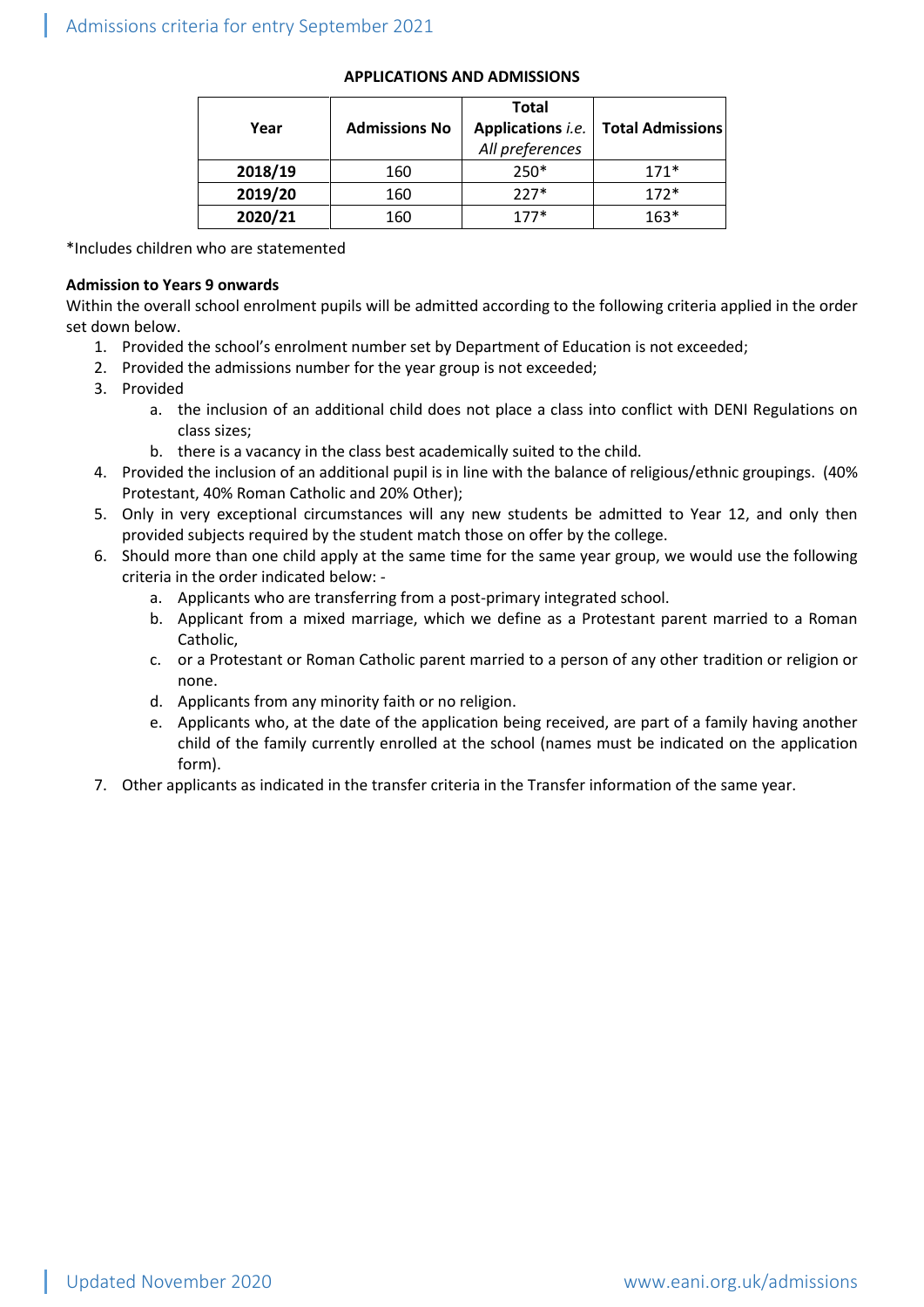## APPLICATIONS AND ADMISSIONS

| Year | Admissions No | Total Applications *i.e. All preferences* | Total Admissions |
|---|---|---|---|
| **2018/19** | 160 | 250* | 171* |
| **2019/20** | 160 | 227* | 172* |
| **2020/21** | 160 | 177* | 163* |

*Includes children who are statemented

**Admission to Years 9 onwards**

Within the overall school enrolment pupils will be admitted according to the following criteria applied in the order set down below.

1. Provided the school's enrolment number set by Department of Education is not exceeded;
2. Provided the admissions number for the year group is not exceeded;
3. Provided
    a. the inclusion of an additional child does not place a class into conflict with DENI Regulations on class sizes;
    b. there is a vacancy in the class best academically suited to the child.
4. Provided the inclusion of an additional pupil is in line with the balance of religious/ethnic groupings. (40% Protestant, 40% Roman Catholic and 20% Other);
5. Only in very exceptional circumstances will any new students be admitted to Year 12, and only then provided subjects required by the student match those on offer by the college.
6. Should more than one child apply at the same time for the same year group, we would use the following criteria in the order indicated below: -
    a. Applicants who are transferring from a post-primary integrated school.
    b. Applicant from a mixed marriage, which we define as a Protestant parent married to a Roman Catholic,
    c. or a Protestant or Roman Catholic parent married to a person of any other tradition or religion or none.
    d. Applicants from any minority faith or no religion.
    e. Applicants who, at the date of the application being received, are part of a family having another child of the family currently enrolled at the school (names must be indicated on the application form).
7. Other applicants as indicated in the transfer criteria in the Transfer information of the same year.